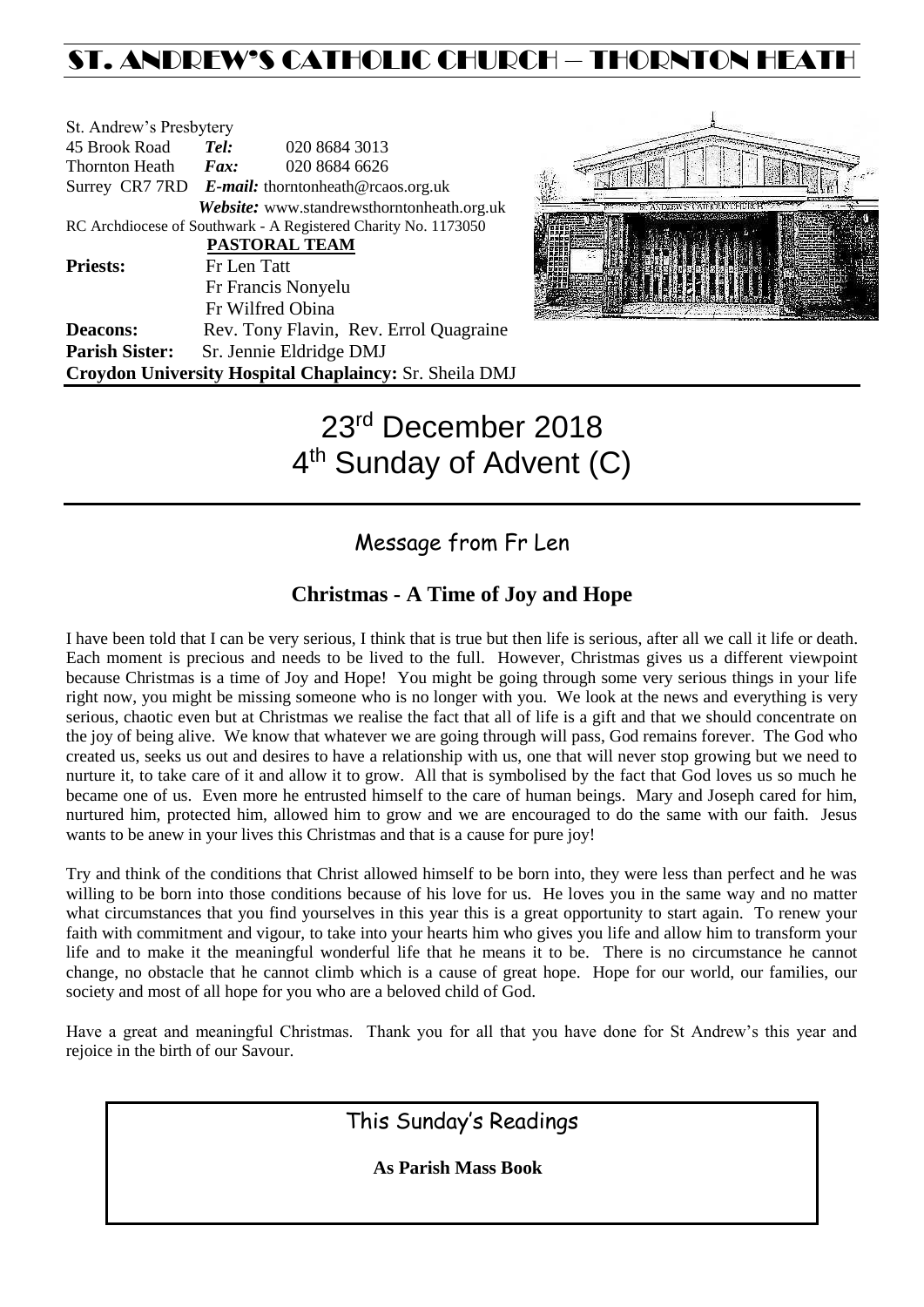# ST. ANDREW'S CATHOLIC CHURCH – THORNTON HEATH

St. Andrew's Presbytery
45 Brook Road *Tel:* 020 8684 3013
Thornton Heath *Fax:* 020 8684 6626
Surrey CR7 7RD *E-mail:* thorntonheath@rcaos.org.uk
*Website:* www.standrewsthorntonheath.org.uk
RC Archdiocese of Southwark - A Registered Charity No. 1173050

**PASTORAL TEAM**

**Priests:** Fr Len Tatt
Fr Francis Nonyelu
Fr Wilfred Obina

**Deacons:** Rev. Tony Flavin, Rev. Errol Quagraine

**Parish Sister:** Sr. Jennie Eldridge DMJ

**Croydon University Hospital Chaplaincy:** Sr. Sheila DMJ

# 23rd December 2018
# 4th Sunday of Advent (C)

## Message from Fr Len

### Christmas - A Time of Joy and Hope

I have been told that I can be very serious, I think that is true but then life is serious, after all we call it life or death. Each moment is precious and needs to be lived to the full. However, Christmas gives us a different viewpoint because Christmas is a time of Joy and Hope! You might be going through some very serious things in your life right now, you might be missing someone who is no longer with you. We look at the news and everything is very serious, chaotic even but at Christmas we realise the fact that all of life is a gift and that we should concentrate on the joy of being alive. We know that whatever we are going through will pass, God remains forever. The God who created us, seeks us out and desires to have a relationship with us, one that will never stop growing but we need to nurture it, to take care of it and allow it to grow. All that is symbolised by the fact that God loves us so much he became one of us. Even more he entrusted himself to the care of human beings. Mary and Joseph cared for him, nurtured him, protected him, allowed him to grow and we are encouraged to do the same with our faith. Jesus wants to be anew in your lives this Christmas and that is a cause for pure joy!

Try and think of the conditions that Christ allowed himself to be born into, they were less than perfect and he was willing to be born into those conditions because of his love for us. He loves you in the same way and no matter what circumstances that you find yourselves in this year this is a great opportunity to start again. To renew your faith with commitment and vigour, to take into your hearts him who gives you life and allow him to transform your life and to make it the meaningful wonderful life that he means it to be. There is no circumstance he cannot change, no obstacle that he cannot climb which is a cause of great hope. Hope for our world, our families, our society and most of all hope for you who are a beloved child of God.

Have a great and meaningful Christmas. Thank you for all that you have done for St Andrew's this year and rejoice in the birth of our Savour.

## This Sunday's Readings

**As Parish Mass Book**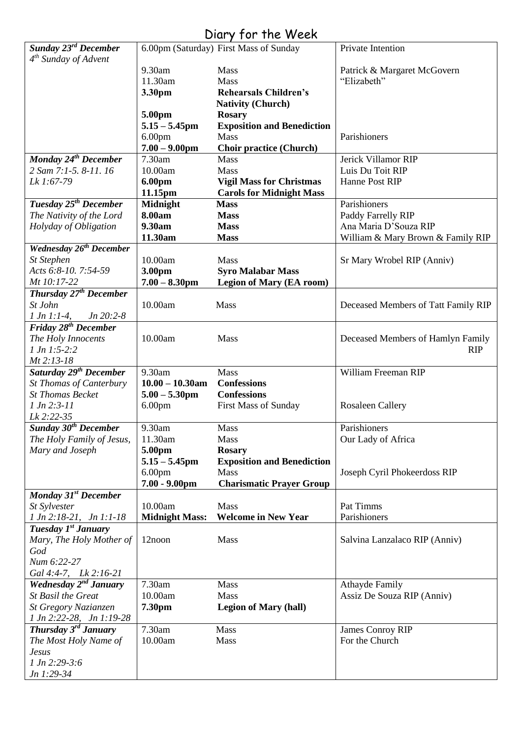# Diary for the Week

| Day | Time | Event | Intention |
|---|---|---|---|
| ***Sunday 23rd December*** *4th Sunday of Advent* | 6.00pm (Saturday) | First Mass of Sunday | Private Intention |
| | 9.30am | Mass | Patrick & Margaret McGovern |
| | 11.30am | Mass | "Elizabeth" |
| | **3.30pm** | **Rehearsals Children's Nativity (Church)** | |
| | **5.00pm** | **Rosary** | |
| | **5.15 – 5.45pm** | **Exposition and Benediction** | |
| | 6.00pm | Mass | Parishioners |
| | **7.00 – 9.00pm** | **Choir practice (Church)** | |
| ***Monday 24th December*** *2 Sam 7:1-5. 8-11. 16* *Lk 1:67-79* | 7.30am | Mass | Jerick Villamor RIP |
| | 10.00am | Mass | Luis Du Toit RIP |
| | **6.00pm** | **Vigil Mass for Christmas** | Hanne Post RIP |
| | **11.15pm** | **Carols for Midnight Mass** | |
| ***Tuesday 25th December*** *The Nativity of the Lord* *Holyday of Obligation* | **Midnight** | **Mass** | Parishioners |
| | **8.00am** | **Mass** | Paddy Farrelly RIP |
| | **9.30am** | **Mass** | Ana Maria D'Souza RIP |
| | **11.30am** | **Mass** | William & Mary Brown & Family RIP |
| ***Wednesday 26th December*** *St Stephen* *Acts 6:8-10. 7:54-59* *Mt 10:17-22* | 10.00am | Mass | Sr Mary Wrobel RIP (Anniv) |
| | **3.00pm** | **Syro Malabar Mass** | |
| | **7.00 – 8.30pm** | **Legion of Mary (EA room)** | |
| ***Thursday 27th December*** *St John* *1 Jn 1:1-4, Jn 20:2-8* | 10.00am | Mass | Deceased Members of Tatt Family RIP |
| ***Friday 28th December*** *The Holy Innocents* *1 Jn 1:5-2:2* *Mt 2:13-18* | 10.00am | Mass | Deceased Members of Hamlyn Family RIP |
| ***Saturday 29th December*** *St Thomas of Canterbury* *St Thomas Becket* *1 Jn 2:3-11* *Lk 2:22-35* | 9.30am | Mass | William Freeman RIP |
| | **10.00 – 10.30am** | **Confessions** | |
| | **5.00 – 5.30pm** | **Confessions** | |
| | 6.00pm | First Mass of Sunday | Rosaleen Callery |
| ***Sunday 30th December*** *The Holy Family of Jesus, Mary and Joseph* | 9.30am | Mass | Parishioners |
| | 11.30am | Mass | Our Lady of Africa |
| | **5.00pm** | **Rosary** | |
| | **5.15 – 5.45pm** | **Exposition and Benediction** | |
| | 6.00pm | Mass | Joseph Cyril Phokeerdoss RIP |
| | **7.00 - 9.00pm** | **Charismatic Prayer Group** | |
| ***Monday 31st December*** *St Sylvester* *1 Jn 2:18-21, Jn 1:1-18* | 10.00am | Mass | Pat Timms |
| | **Midnight Mass:** | **Welcome in New Year** | Parishioners |
| ***Tuesday 1st January*** *Mary, The Holy Mother of God* *Num 6:22-27* *Gal 4:4-7, Lk 2:16-21* | 12noon | Mass | Salvina Lanzalaco RIP (Anniv) |
| ***Wednesday 2nd January*** *St Basil the Great* *St Gregory Nazianzen* *1 Jn 2:22-28, Jn 1:19-28* | 7.30am | Mass | Athayde Family |
| | 10.00am | Mass | Assiz De Souza RIP (Anniv) |
| | **7.30pm** | **Legion of Mary (hall)** | |
| ***Thursday 3rd January*** *The Most Holy Name of Jesus* *1 Jn 2:29-3:6* *Jn 1:29-34* | 7.30am | Mass | James Conroy RIP |
| | 10.00am | Mass | For the Church |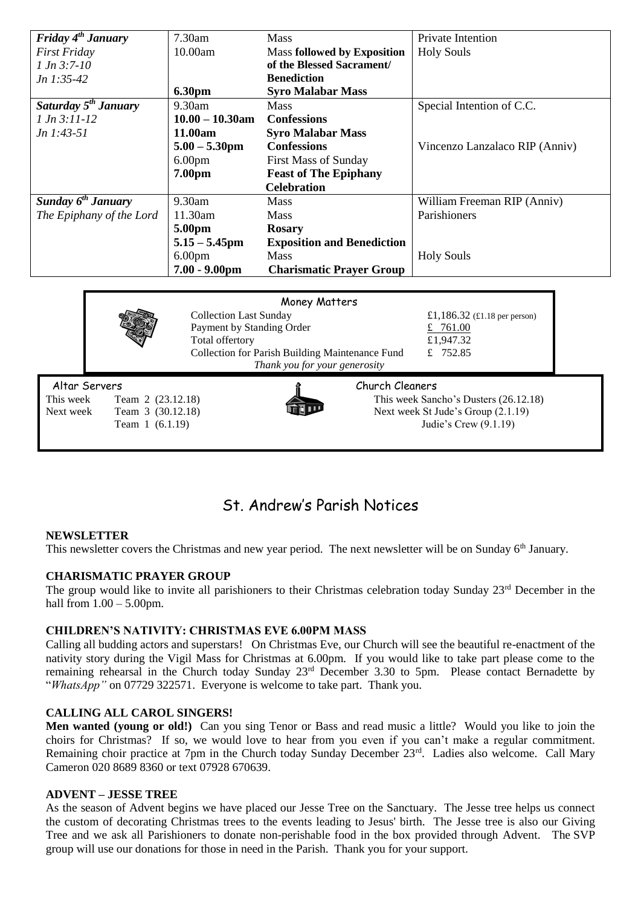| | | | |
|---|---|---|---|
| ***Friday 4th January*** | 7.30am | Mass | Private Intention |
| *First Friday* | 10.00am | Mass **followed by Exposition** | Holy Souls |
| *1 Jn 3:7-10* | | **of the Blessed Sacrament/** | |
| *Jn 1:35-42* | | **Benediction** | |
| | **6.30pm** | **Syro Malabar Mass** | |
| ***Saturday 5th January*** | 9.30am | Mass | Special Intention of C.C. |
| *1 Jn 3:11-12* | **10.00 – 10.30am** | **Confessions** | |
| *Jn 1:43-51* | **11.00am** | **Syro Malabar Mass** | |
| | **5.00 – 5.30pm** | **Confessions** | Vincenzo Lanzalaco RIP (Anniv) |
| | 6.00pm | First Mass of Sunday | |
| | **7.00pm** | **Feast of The Epiphany Celebration** | |
| ***Sunday 6th January*** | 9.30am | Mass | William Freeman RIP (Anniv) |
| *The Epiphany of the Lord* | 11.30am | Mass | Parishioners |
| | **5.00pm** | **Rosary** | |
| | **5.15 – 5.45pm** | **Exposition and Benediction** | |
| | 6.00pm | Mass | Holy Souls |
| | **7.00 - 9.00pm** | **Charismatic Prayer Group** | |

### Money Matters

| | |
|---|---|
| Collection Last Sunday | £1,186.32 (£1.18 per person) |
| Payment by Standing Order | £ 761.00 |
| Total offertory | £1,947.32 |
| Collection for Parish Building Maintenance Fund | £ 752.85 |

*Thank you for your generosity*

### Altar Servers

This week Team 2 (23.12.18)
Next week Team 3 (30.12.18)
Team 1 (6.1.19)

### Church Cleaners

This week Sancho's Dusters (26.12.18)
Next week St Jude's Group (2.1.19)
Judie's Crew (9.1.19)

# St. Andrew's Parish Notices

**NEWSLETTER**

This newsletter covers the Christmas and new year period. The next newsletter will be on Sunday 6th January.

**CHARISMATIC PRAYER GROUP**

The group would like to invite all parishioners to their Christmas celebration today Sunday 23rd December in the hall from 1.00 – 5.00pm.

**CHILDREN'S NATIVITY: CHRISTMAS EVE 6.00PM MASS**

Calling all budding actors and superstars! On Christmas Eve, our Church will see the beautiful re-enactment of the nativity story during the Vigil Mass for Christmas at 6.00pm. If you would like to take part please come to the remaining rehearsal in the Church today Sunday 23rd December 3.30 to 5pm. Please contact Bernadette by "*WhatsApp"* on 07729 322571. Everyone is welcome to take part. Thank you.

**CALLING ALL CAROL SINGERS!**

**Men wanted (young or old!)** Can you sing Tenor or Bass and read music a little? Would you like to join the choirs for Christmas? If so, we would love to hear from you even if you can't make a regular commitment. Remaining choir practice at 7pm in the Church today Sunday December 23rd. Ladies also welcome. Call Mary Cameron 020 8689 8360 or text 07928 670639.

**ADVENT – JESSE TREE**

As the season of Advent begins we have placed our Jesse Tree on the Sanctuary. The Jesse tree helps us connect the custom of decorating Christmas trees to the events leading to Jesus' birth. The Jesse tree is also our Giving Tree and we ask all Parishioners to donate non-perishable food in the box provided through Advent. The SVP group will use our donations for those in need in the Parish. Thank you for your support.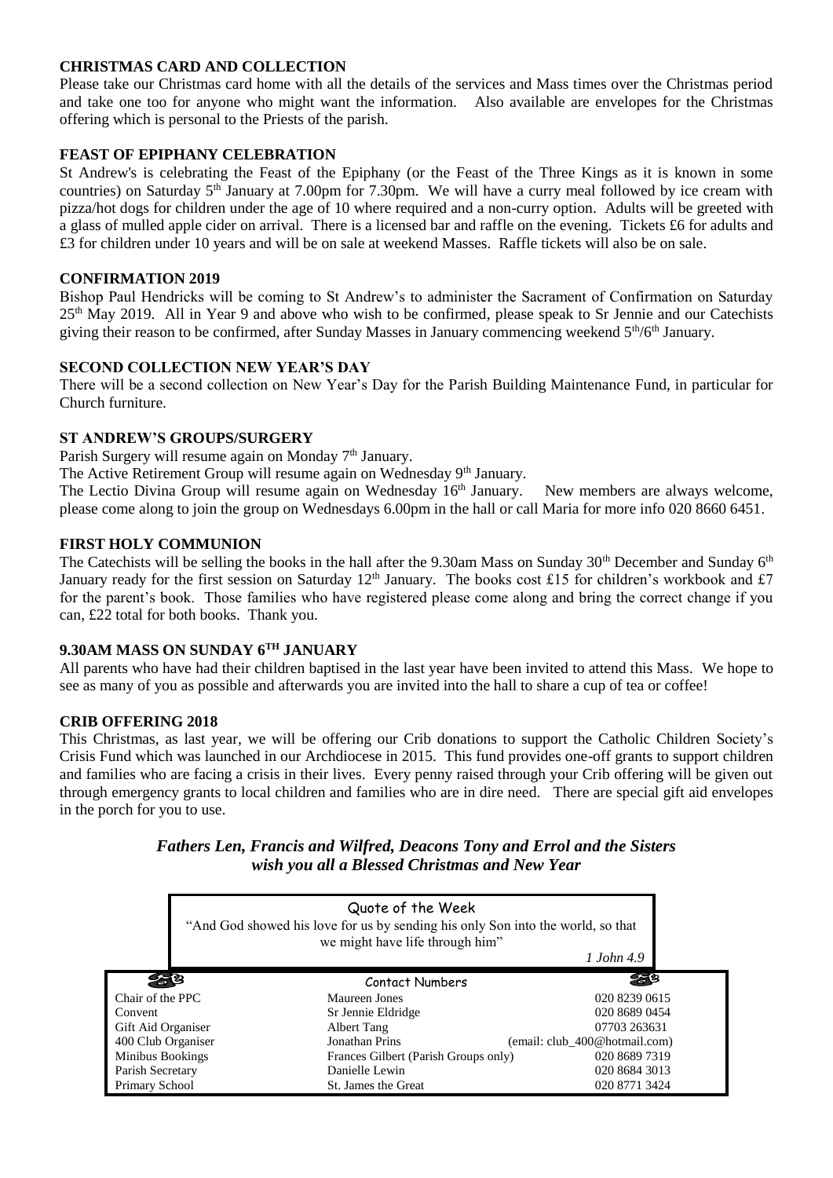## CHRISTMAS CARD AND COLLECTION

Please take our Christmas card home with all the details of the services and Mass times over the Christmas period and take one too for anyone who might want the information. Also available are envelopes for the Christmas offering which is personal to the Priests of the parish.

## FEAST OF EPIPHANY CELEBRATION

St Andrew's is celebrating the Feast of the Epiphany (or the Feast of the Three Kings as it is known in some countries) on Saturday 5th January at 7.00pm for 7.30pm. We will have a curry meal followed by ice cream with pizza/hot dogs for children under the age of 10 where required and a non-curry option. Adults will be greeted with a glass of mulled apple cider on arrival. There is a licensed bar and raffle on the evening. Tickets £6 for adults and £3 for children under 10 years and will be on sale at weekend Masses. Raffle tickets will also be on sale.

## CONFIRMATION 2019

Bishop Paul Hendricks will be coming to St Andrew's to administer the Sacrament of Confirmation on Saturday 25th May 2019. All in Year 9 and above who wish to be confirmed, please speak to Sr Jennie and our Catechists giving their reason to be confirmed, after Sunday Masses in January commencing weekend 5th/6th January.

## SECOND COLLECTION NEW YEAR'S DAY

There will be a second collection on New Year's Day for the Parish Building Maintenance Fund, in particular for Church furniture.

## ST ANDREW'S GROUPS/SURGERY

Parish Surgery will resume again on Monday 7th January.

The Active Retirement Group will resume again on Wednesday 9th January.

The Lectio Divina Group will resume again on Wednesday 16th January. New members are always welcome, please come along to join the group on Wednesdays 6.00pm in the hall or call Maria for more info 020 8660 6451.

## FIRST HOLY COMMUNION

The Catechists will be selling the books in the hall after the 9.30am Mass on Sunday 30th December and Sunday 6th January ready for the first session on Saturday 12th January. The books cost £15 for children's workbook and £7 for the parent's book. Those families who have registered please come along and bring the correct change if you can, £22 total for both books. Thank you.

## 9.30AM MASS ON SUNDAY 6TH JANUARY

All parents who have had their children baptised in the last year have been invited to attend this Mass. We hope to see as many of you as possible and afterwards you are invited into the hall to share a cup of tea or coffee!

## CRIB OFFERING 2018

This Christmas, as last year, we will be offering our Crib donations to support the Catholic Children Society's Crisis Fund which was launched in our Archdiocese in 2015. This fund provides one-off grants to support children and families who are facing a crisis in their lives. Every penny raised through your Crib offering will be given out through emergency grants to local children and families who are in dire need. There are special gift aid envelopes in the porch for you to use.

***Fathers Len, Francis and Wilfred, Deacons Tony and Errol and the Sisters wish you all a Blessed Christmas and New Year***

Quote of the Week

"And God showed his love for us by sending his only Son into the world, so that we might have life through him"

*1 John 4.9*

Contact Numbers

| | | |
|---|---|---|
| Chair of the PPC | Maureen Jones | 020 8239 0615 |
| Convent | Sr Jennie Eldridge | 020 8689 0454 |
| Gift Aid Organiser | Albert Tang | 07703 263631 |
| 400 Club Organiser | Jonathan Prins | (email: club_400@hotmail.com) |
| Minibus Bookings | Frances Gilbert (Parish Groups only) | 020 8689 7319 |
| Parish Secretary | Danielle Lewin | 020 8684 3013 |
| Primary School | St. James the Great | 020 8771 3424 |